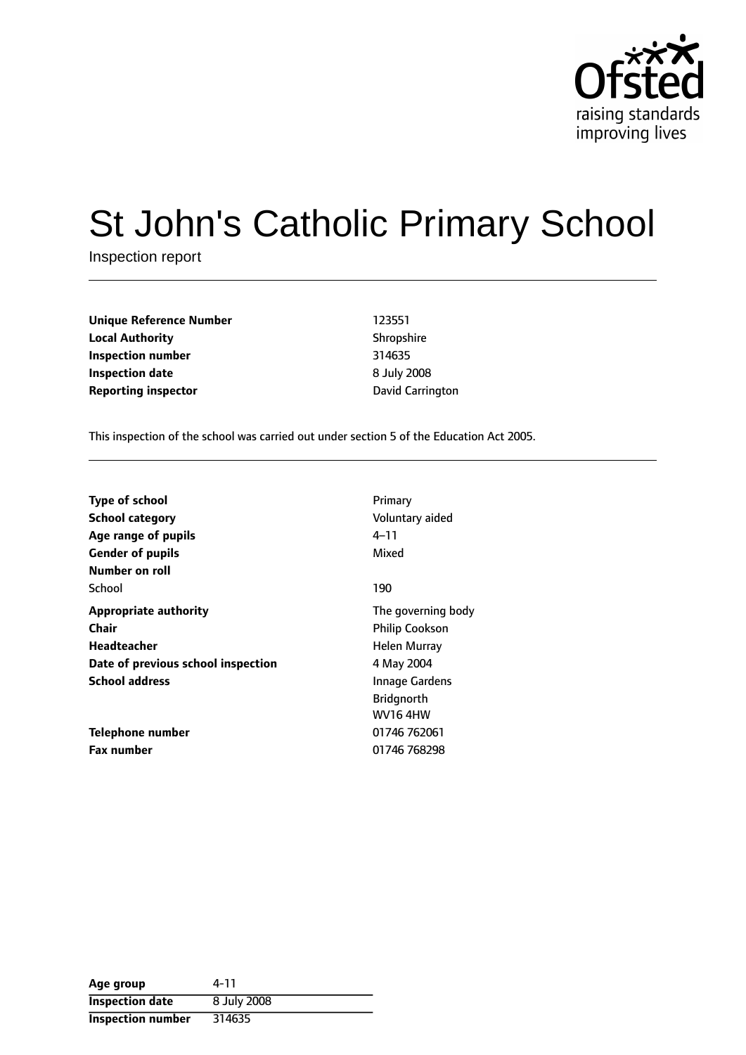# St John's Catholic Primary School

Inspection report

| | |
|---|---|
| **Unique Reference Number** | 123551 |
| **Local Authority** | Shropshire |
| **Inspection number** | 314635 |
| **Inspection date** | 8 July 2008 |
| **Reporting inspector** | David Carrington |

This inspection of the school was carried out under section 5 of the Education Act 2005.

| | |
|---|---|
| **Type of school** | Primary |
| **School category** | Voluntary aided |
| **Age range of pupils** | 4–11 |
| **Gender of pupils** | Mixed |
| **Number on roll** | |
| School | 190 |
| **Appropriate authority** | The governing body |
| **Chair** | Philip Cookson |
| **Headteacher** | Helen Murray |
| **Date of previous school inspection** | 4 May 2004 |
| **School address** | Innage Gardens<br>Bridgnorth<br>WV16 4HW |
| **Telephone number** | 01746 762061 |
| **Fax number** | 01746 768298 |

| | |
|---|---|
| **Age group** | 4-11 |
| **Inspection date** | 8 July 2008 |
| **Inspection number** | 314635 |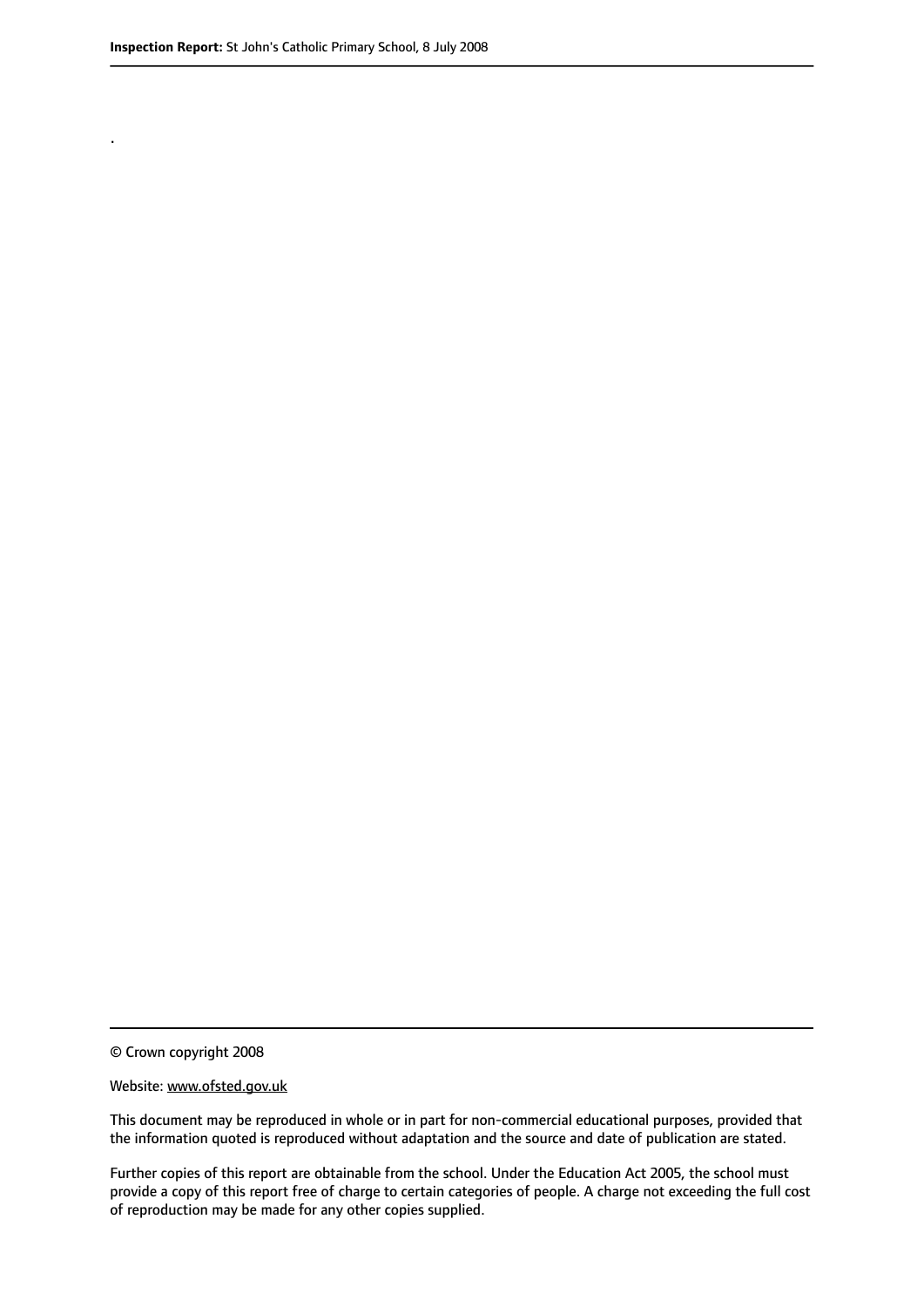.

© Crown copyright 2008

Website: www.ofsted.gov.uk

This document may be reproduced in whole or in part for non-commercial educational purposes, provided that the information quoted is reproduced without adaptation and the source and date of publication are stated.

Further copies of this report are obtainable from the school. Under the Education Act 2005, the school must provide a copy of this report free of charge to certain categories of people. A charge not exceeding the full cost of reproduction may be made for any other copies supplied.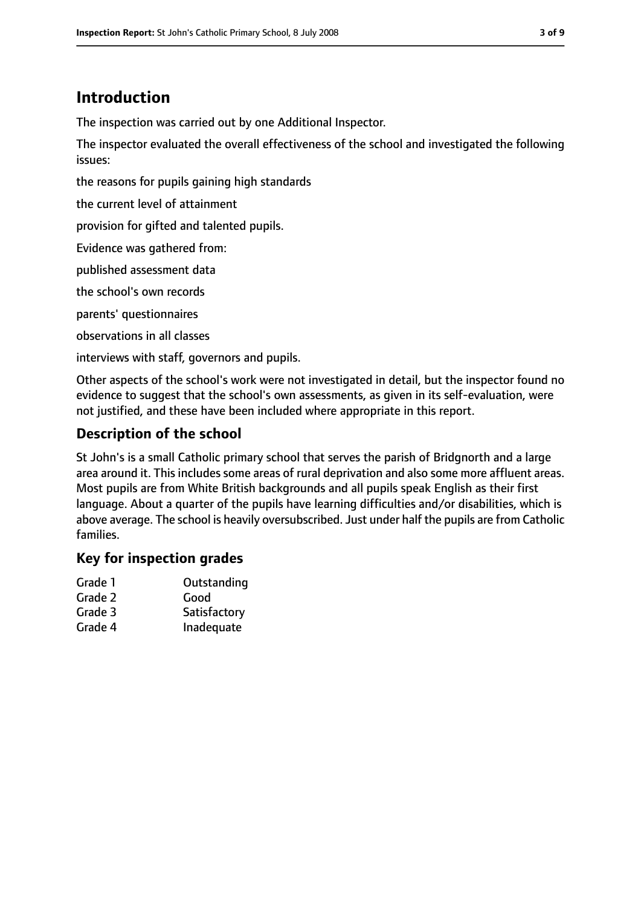# Introduction

The inspection was carried out by one Additional Inspector.

The inspector evaluated the overall effectiveness of the school and investigated the following issues:

the reasons for pupils gaining high standards

the current level of attainment

provision for gifted and talented pupils.

Evidence was gathered from:

published assessment data

the school's own records

parents' questionnaires

observations in all classes

interviews with staff, governors and pupils.

Other aspects of the school's work were not investigated in detail, but the inspector found no evidence to suggest that the school's own assessments, as given in its self-evaluation, were not justified, and these have been included where appropriate in this report.

## Description of the school

St John's is a small Catholic primary school that serves the parish of Bridgnorth and a large area around it. This includes some areas of rural deprivation and also some more affluent areas. Most pupils are from White British backgrounds and all pupils speak English as their first language. About a quarter of the pupils have learning difficulties and/or disabilities, which is above average. The school is heavily oversubscribed. Just under half the pupils are from Catholic families.

## Key for inspection grades

| | |
|---|---|
| Grade 1 | Outstanding |
| Grade 2 | Good |
| Grade 3 | Satisfactory |
| Grade 4 | Inadequate |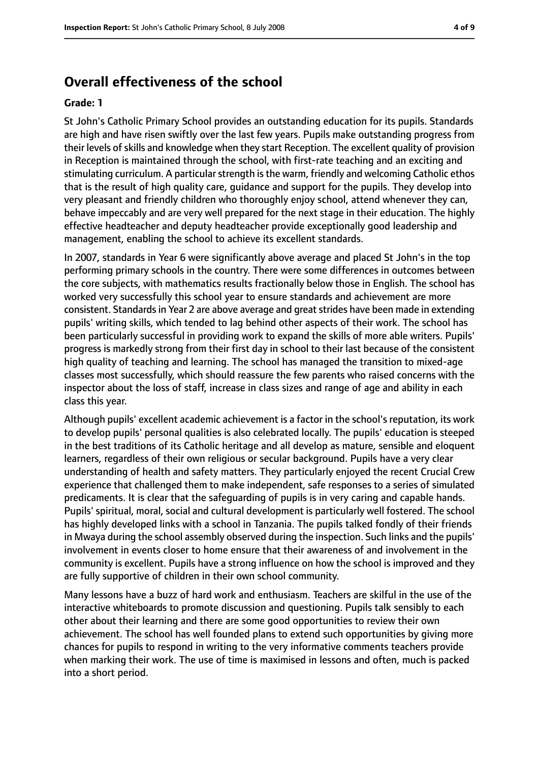## Overall effectiveness of the school

**Grade: 1**

St John's Catholic Primary School provides an outstanding education for its pupils. Standards are high and have risen swiftly over the last few years. Pupils make outstanding progress from their levels of skills and knowledge when they start Reception. The excellent quality of provision in Reception is maintained through the school, with first-rate teaching and an exciting and stimulating curriculum. A particular strength is the warm, friendly and welcoming Catholic ethos that is the result of high quality care, guidance and support for the pupils. They develop into very pleasant and friendly children who thoroughly enjoy school, attend whenever they can, behave impeccably and are very well prepared for the next stage in their education. The highly effective headteacher and deputy headteacher provide exceptionally good leadership and management, enabling the school to achieve its excellent standards.

In 2007, standards in Year 6 were significantly above average and placed St John's in the top performing primary schools in the country. There were some differences in outcomes between the core subjects, with mathematics results fractionally below those in English. The school has worked very successfully this school year to ensure standards and achievement are more consistent. Standards in Year 2 are above average and great strides have been made in extending pupils' writing skills, which tended to lag behind other aspects of their work. The school has been particularly successful in providing work to expand the skills of more able writers. Pupils' progress is markedly strong from their first day in school to their last because of the consistent high quality of teaching and learning. The school has managed the transition to mixed-age classes most successfully, which should reassure the few parents who raised concerns with the inspector about the loss of staff, increase in class sizes and range of age and ability in each class this year.

Although pupils' excellent academic achievement is a factor in the school's reputation, its work to develop pupils' personal qualities is also celebrated locally. The pupils' education is steeped in the best traditions of its Catholic heritage and all develop as mature, sensible and eloquent learners, regardless of their own religious or secular background. Pupils have a very clear understanding of health and safety matters. They particularly enjoyed the recent Crucial Crew experience that challenged them to make independent, safe responses to a series of simulated predicaments. It is clear that the safeguarding of pupils is in very caring and capable hands. Pupils' spiritual, moral, social and cultural development is particularly well fostered. The school has highly developed links with a school in Tanzania. The pupils talked fondly of their friends in Mwaya during the school assembly observed during the inspection. Such links and the pupils' involvement in events closer to home ensure that their awareness of and involvement in the community is excellent. Pupils have a strong influence on how the school is improved and they are fully supportive of children in their own school community.

Many lessons have a buzz of hard work and enthusiasm. Teachers are skilful in the use of the interactive whiteboards to promote discussion and questioning. Pupils talk sensibly to each other about their learning and there are some good opportunities to review their own achievement. The school has well founded plans to extend such opportunities by giving more chances for pupils to respond in writing to the very informative comments teachers provide when marking their work. The use of time is maximised in lessons and often, much is packed into a short period.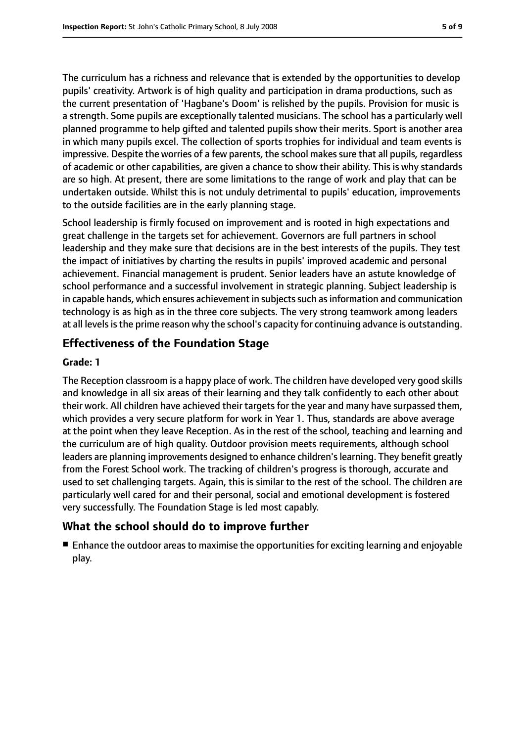The curriculum has a richness and relevance that is extended by the opportunities to develop pupils' creativity. Artwork is of high quality and participation in drama productions, such as the current presentation of 'Hagbane's Doom' is relished by the pupils. Provision for music is a strength. Some pupils are exceptionally talented musicians. The school has a particularly well planned programme to help gifted and talented pupils show their merits. Sport is another area in which many pupils excel. The collection of sports trophies for individual and team events is impressive. Despite the worries of a few parents, the school makes sure that all pupils, regardless of academic or other capabilities, are given a chance to show their ability. This is why standards are so high. At present, there are some limitations to the range of work and play that can be undertaken outside. Whilst this is not unduly detrimental to pupils' education, improvements to the outside facilities are in the early planning stage.

School leadership is firmly focused on improvement and is rooted in high expectations and great challenge in the targets set for achievement. Governors are full partners in school leadership and they make sure that decisions are in the best interests of the pupils. They test the impact of initiatives by charting the results in pupils' improved academic and personal achievement. Financial management is prudent. Senior leaders have an astute knowledge of school performance and a successful involvement in strategic planning. Subject leadership is in capable hands, which ensures achievement in subjects such as information and communication technology is as high as in the three core subjects. The very strong teamwork among leaders at all levels is the prime reason why the school's capacity for continuing advance is outstanding.

## Effectiveness of the Foundation Stage

**Grade: 1**

The Reception classroom is a happy place of work. The children have developed very good skills and knowledge in all six areas of their learning and they talk confidently to each other about their work. All children have achieved their targets for the year and many have surpassed them, which provides a very secure platform for work in Year 1. Thus, standards are above average at the point when they leave Reception. As in the rest of the school, teaching and learning and the curriculum are of high quality. Outdoor provision meets requirements, although school leaders are planning improvements designed to enhance children's learning. They benefit greatly from the Forest School work. The tracking of children's progress is thorough, accurate and used to set challenging targets. Again, this is similar to the rest of the school. The children are particularly well cared for and their personal, social and emotional development is fostered very successfully. The Foundation Stage is led most capably.

## What the school should do to improve further

- Enhance the outdoor areas to maximise the opportunities for exciting learning and enjoyable play.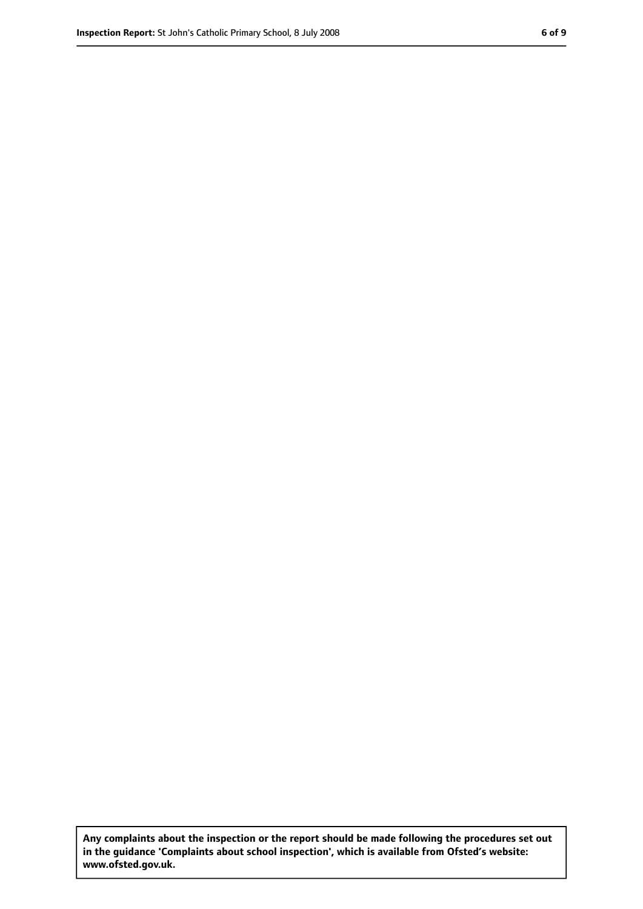**Any complaints about the inspection or the report should be made following the procedures set out in the guidance 'Complaints about school inspection', which is available from Ofsted's website: www.ofsted.gov.uk.**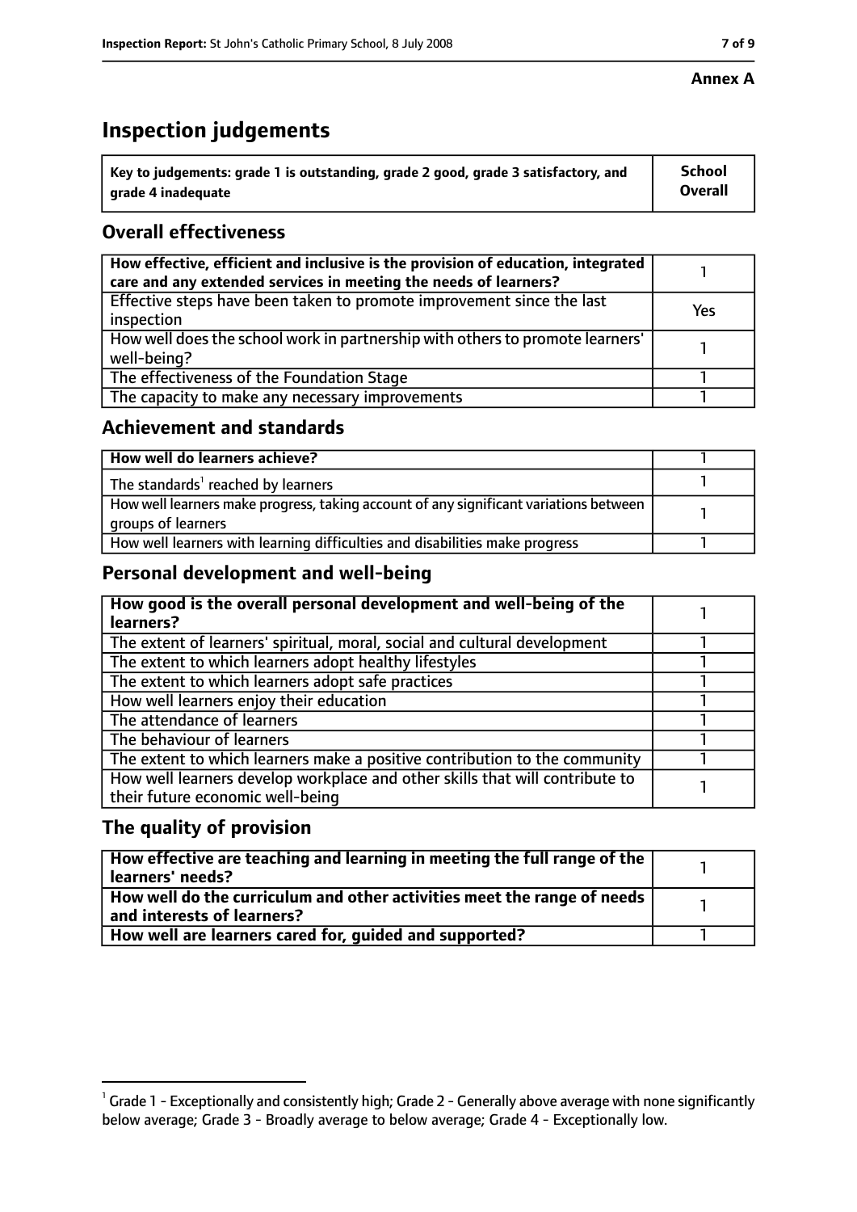**Annex A**

# Inspection judgements

| Key to judgements: grade 1 is outstanding, grade 2 good, grade 3 satisfactory, and grade 4 inadequate | School Overall |
|---|---|

## Overall effectiveness

| | |
|---|---|
| How effective, efficient and inclusive is the provision of education, integrated care and any extended services in meeting the needs of learners? | 1 |
| Effective steps have been taken to promote improvement since the last inspection | Yes |
| How well does the school work in partnership with others to promote learners' well-being? | 1 |
| The effectiveness of the Foundation Stage | 1 |
| The capacity to make any necessary improvements | 1 |

## Achievement and standards

| | |
|---|---|
| **How well do learners achieve?** | 1 |
| The standards[1] reached by learners | 1 |
| How well learners make progress, taking account of any significant variations between groups of learners | 1 |
| How well learners with learning difficulties and disabilities make progress | 1 |

## Personal development and well-being

| | |
|---|---|
| **How good is the overall personal development and well-being of the learners?** | 1 |
| The extent of learners' spiritual, moral, social and cultural development | 1 |
| The extent to which learners adopt healthy lifestyles | 1 |
| The extent to which learners adopt safe practices | 1 |
| How well learners enjoy their education | 1 |
| The attendance of learners | 1 |
| The behaviour of learners | 1 |
| The extent to which learners make a positive contribution to the community | 1 |
| How well learners develop workplace and other skills that will contribute to their future economic well-being | 1 |

## The quality of provision

| | |
|---|---|
| **How effective are teaching and learning in meeting the full range of the learners' needs?** | 1 |
| **How well do the curriculum and other activities meet the range of needs and interests of learners?** | 1 |
| **How well are learners cared for, guided and supported?** | 1 |

[1] Grade 1 - Exceptionally and consistently high; Grade 2 - Generally above average with none significantly below average; Grade 3 - Broadly average to below average; Grade 4 - Exceptionally low.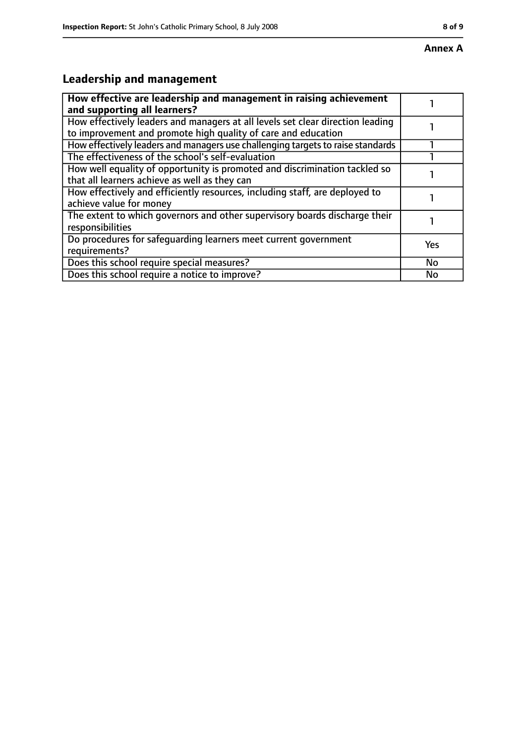**Annex A**

## Leadership and management

| How effective are leadership and management in raising achievement and supporting all learners? | 1 |
|---|---|
| How effectively leaders and managers at all levels set clear direction leading to improvement and promote high quality of care and education | 1 |
| How effectively leaders and managers use challenging targets to raise standards | 1 |
| The effectiveness of the school's self-evaluation | 1 |
| How well equality of opportunity is promoted and discrimination tackled so that all learners achieve as well as they can | 1 |
| How effectively and efficiently resources, including staff, are deployed to achieve value for money | 1 |
| The extent to which governors and other supervisory boards discharge their responsibilities | 1 |
| Do procedures for safeguarding learners meet current government requirements? | Yes |
| Does this school require special measures? | No |
| Does this school require a notice to improve? | No |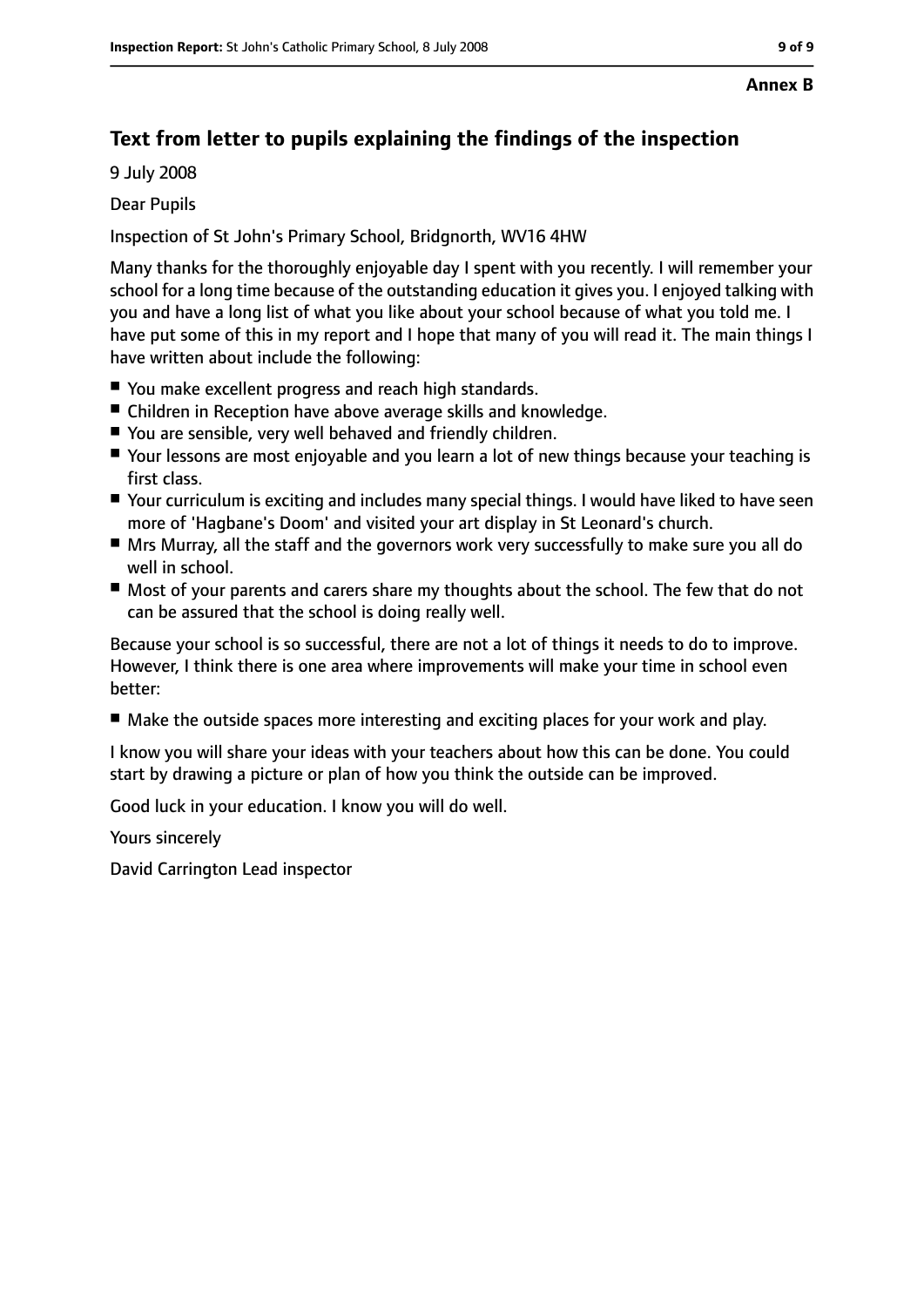**Annex B**

## Text from letter to pupils explaining the findings of the inspection

9 July 2008

Dear Pupils

Inspection of St John's Primary School, Bridgnorth, WV16 4HW

Many thanks for the thoroughly enjoyable day I spent with you recently. I will remember your school for a long time because of the outstanding education it gives you. I enjoyed talking with you and have a long list of what you like about your school because of what you told me. I have put some of this in my report and I hope that many of you will read it. The main things I have written about include the following:

- You make excellent progress and reach high standards.
- Children in Reception have above average skills and knowledge.
- You are sensible, very well behaved and friendly children.
- Your lessons are most enjoyable and you learn a lot of new things because your teaching is first class.
- Your curriculum is exciting and includes many special things. I would have liked to have seen more of 'Hagbane's Doom' and visited your art display in St Leonard's church.
- Mrs Murray, all the staff and the governors work very successfully to make sure you all do well in school.
- Most of your parents and carers share my thoughts about the school. The few that do not can be assured that the school is doing really well.

Because your school is so successful, there are not a lot of things it needs to do to improve. However, I think there is one area where improvements will make your time in school even better:

- Make the outside spaces more interesting and exciting places for your work and play.

I know you will share your ideas with your teachers about how this can be done. You could start by drawing a picture or plan of how you think the outside can be improved.

Good luck in your education. I know you will do well.

Yours sincerely

David Carrington Lead inspector